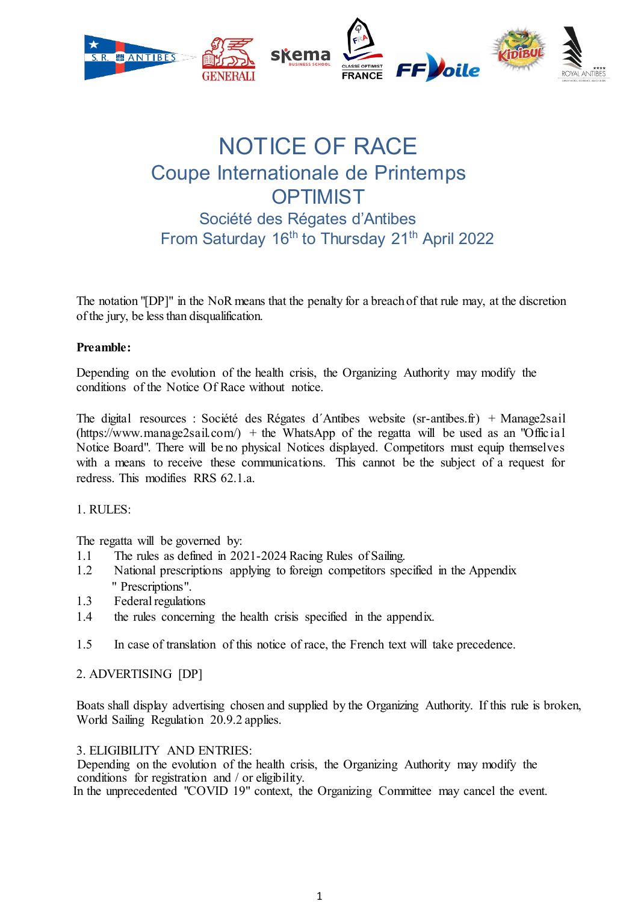# NOTICE OF RACE

## Coupe Internationale de Printemps

## OPTIMIST

### Société des Régates d'Antibes

### From Saturday 16th to Thursday 21th April 2022

The notation "[DP]" in the NoR means that the penalty for a breach of that rule may, at the discretion of the jury, be less than disqualification.

**Preamble:**

Depending on the evolution of the health crisis, the Organizing Authority may modify the conditions of the Notice Of Race without notice.

The digital resources : Société des Régates d´Antibes website (sr-antibes.fr) + Manage2sail (https://www.manage2sail.com/) + the WhatsApp of the regatta will be used as an "Official Notice Board". There will be no physical Notices displayed. Competitors must equip themselves with a means to receive these communications. This cannot be the subject of a request for redress. This modifies RRS 62.1.a.

1. RULES:

The regatta will be governed by:

1.1 The rules as defined in 2021-2024 Racing Rules of Sailing.

1.2 National prescriptions applying to foreign competitors specified in the Appendix " Prescriptions".

1.3 Federal regulations

1.4 the rules concerning the health crisis specified in the appendix.

1.5 In case of translation of this notice of race, the French text will take precedence.

2. ADVERTISING [DP]

Boats shall display advertising chosen and supplied by the Organizing Authority. If this rule is broken, World Sailing Regulation 20.9.2 applies.

3. ELIGIBILITY AND ENTRIES:

Depending on the evolution of the health crisis, the Organizing Authority may modify the conditions for registration and / or eligibility.

In the unprecedented "COVID 19" context, the Organizing Committee may cancel the event.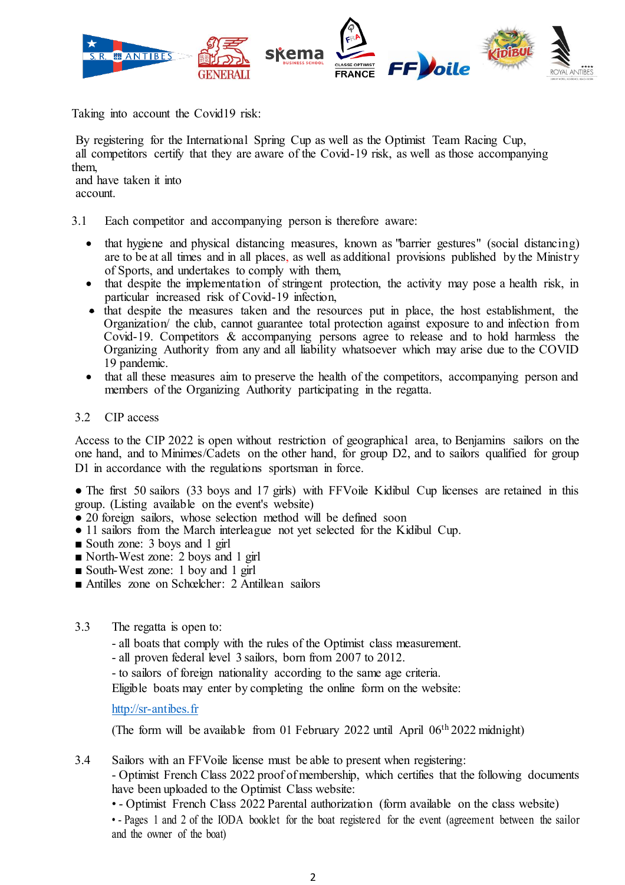Taking into account the Covid19 risk:

By registering for the International Spring Cup as well as the Optimist Team Racing Cup, all competitors certify that they are aware of the Covid-19 risk, as well as those accompanying them,
and have taken it into account.

3.1 Each competitor and accompanying person is therefore aware:

- that hygiene and physical distancing measures, known as "barrier gestures" (social distancing) are to be at all times and in all places, as well as additional provisions published by the Ministry of Sports, and undertakes to comply with them,
- that despite the implementation of stringent protection, the activity may pose a health risk, in particular increased risk of Covid-19 infection,
- that despite the measures taken and the resources put in place, the host establishment, the Organization/ the club, cannot guarantee total protection against exposure to and infection from Covid-19. Competitors & accompanying persons agree to release and to hold harmless the Organizing Authority from any and all liability whatsoever which may arise due to the COVID 19 pandemic.
- that all these measures aim to preserve the health of the competitors, accompanying person and members of the Organizing Authority participating in the regatta.

3.2 CIP access

Access to the CIP 2022 is open without restriction of geographical area, to Benjamins sailors on the one hand, and to Minimes/Cadets on the other hand, for group D2, and to sailors qualified for group D1 in accordance with the regulations sportsman in force.

● The first 50 sailors (33 boys and 17 girls) with FFVoile Kidibul Cup licenses are retained in this group. (Listing available on the event's website)
● 20 foreign sailors, whose selection method will be defined soon
● 11 sailors from the March interleague not yet selected for the Kidibul Cup.
■ South zone: 3 boys and 1 girl
■ North-West zone: 2 boys and 1 girl
■ South-West zone: 1 boy and 1 girl
■ Antilles zone on Schœlcher: 2 Antillean sailors

3.3 The regatta is open to:
- all boats that comply with the rules of the Optimist class measurement.
- all proven federal level 3 sailors, born from 2007 to 2012.
- to sailors of foreign nationality according to the same age criteria.
Eligible boats may enter by completing the online form on the website:

[http://sr-antibes.fr](http://sr-antibes.fr)

(The form will be available from 01 February 2022 until April 06th 2022 midnight)

3.4 Sailors with an FFVoile license must be able to present when registering:
- Optimist French Class 2022 proof of membership, which certifies that the following documents have been uploaded to the Optimist Class website:
• - Optimist French Class 2022 Parental authorization (form available on the class website)
• - Pages 1 and 2 of the IODA booklet for the boat registered for the event (agreement between the sailor and the owner of the boat)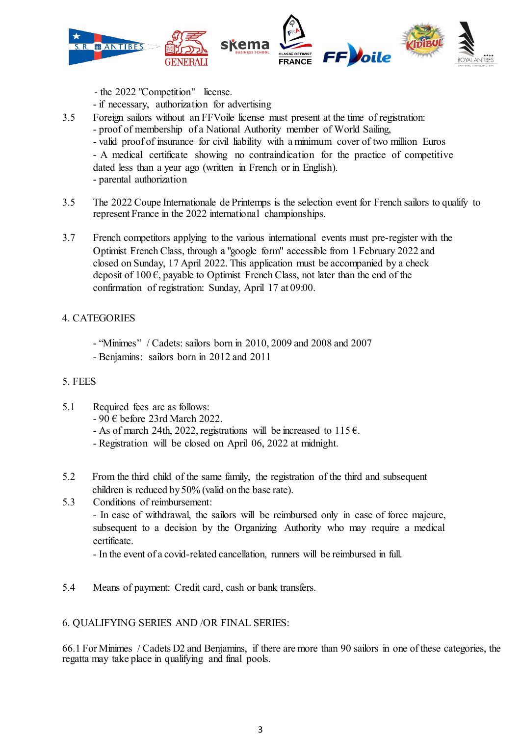- the 2022 "Competition" license.
- if necessary, authorization for advertising

3.5 Foreign sailors without an FFVoile license must present at the time of registration:
- proof of membership of a National Authority member of World Sailing,
- valid proof of insurance for civil liability with a minimum cover of two million Euros
- A medical certificate showing no contraindication for the practice of competitive dated less than a year ago (written in French or in English).
- parental authorization

3.5 The 2022 Coupe Internationale de Printemps is the selection event for French sailors to qualify to represent France in the 2022 international championships.

3.7 French competitors applying to the various international events must pre-register with the Optimist French Class, through a "google form" accessible from 1 February 2022 and closed on Sunday, 17 April 2022. This application must be accompanied by a check deposit of 100 €, payable to Optimist French Class, not later than the end of the confirmation of registration: Sunday, April 17 at 09:00.

## 4. CATEGORIES

- "Minimes" / Cadets: sailors born in 2010, 2009 and 2008 and 2007
- Benjamins: sailors born in 2012 and 2011

## 5. FEES

5.1 Required fees are as follows:
- 90 € before 23rd March 2022.
- As of march 24th, 2022, registrations will be increased to 115 €.
- Registration will be closed on April 06, 2022 at midnight.

5.2 From the third child of the same family, the registration of the third and subsequent children is reduced by 50% (valid on the base rate).

5.3 Conditions of reimbursement:
- In case of withdrawal, the sailors will be reimbursed only in case of force majeure, subsequent to a decision by the Organizing Authority who may require a medical certificate.
- In the event of a covid-related cancellation, runners will be reimbursed in full.

5.4 Means of payment: Credit card, cash or bank transfers.

## 6. QUALIFYING SERIES AND /OR FINAL SERIES:

66.1 For Minimes / Cadets D2 and Benjamins, if there are more than 90 sailors in one of these categories, the regatta may take place in qualifying and final pools.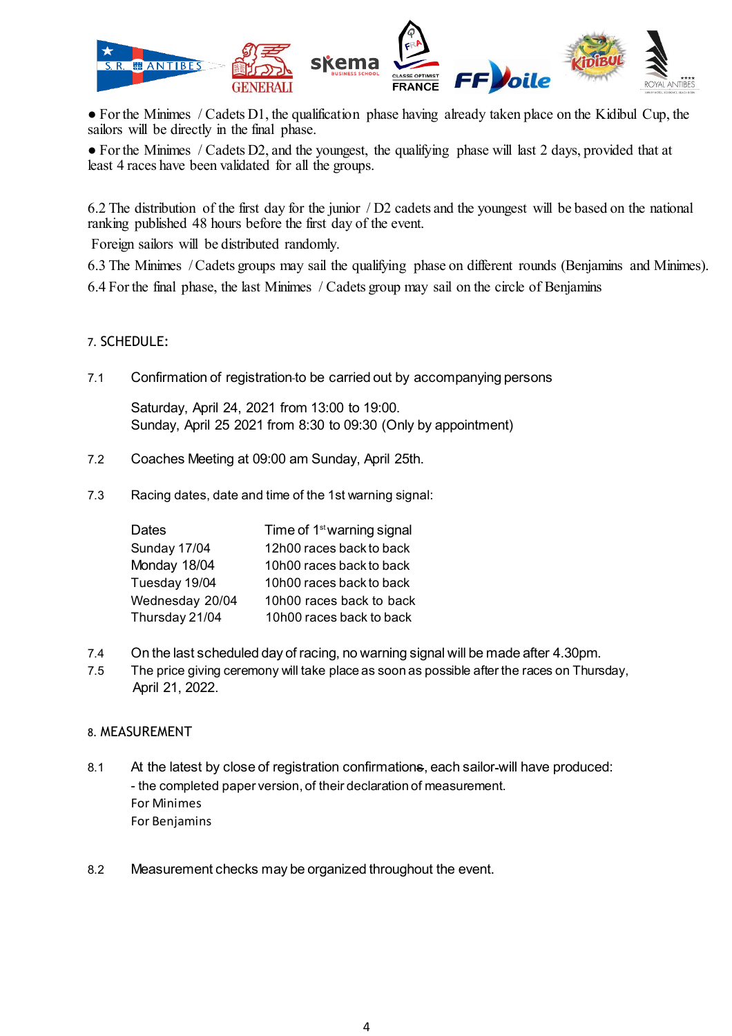● For the Minimes / Cadets D1, the qualification phase having already taken place on the Kidibul Cup, the sailors will be directly in the final phase.

● For the Minimes / Cadets D2, and the youngest, the qualifying phase will last 2 days, provided that at least 4 races have been validated for all the groups.

6.2 The distribution of the first day for the junior / D2 cadets and the youngest will be based on the national ranking published 48 hours before the first day of the event.

Foreign sailors will be distributed randomly.

6.3 The Minimes / Cadets groups may sail the qualifying phase on different rounds (Benjamins and Minimes).

6.4 For the final phase, the last Minimes / Cadets group may sail on the circle of Benjamins

## 7. SCHEDULE:

7.1 Confirmation of registration to be carried out by accompanying persons

Saturday, April 24, 2021 from 13:00 to 19:00.
Sunday, April 25 2021 from 8:30 to 09:30 (Only by appointment)

7.2 Coaches Meeting at 09:00 am Sunday, April 25th.

7.3 Racing dates, date and time of the 1st warning signal:

| Dates | Time of 1st warning signal |
|---|---|
| Sunday 17/04 | 12h00 races back to back |
| Monday 18/04 | 10h00 races back to back |
| Tuesday 19/04 | 10h00 races back to back |
| Wednesday 20/04 | 10h00 races back to back |
| Thursday 21/04 | 10h00 races back to back |

7.4 On the last scheduled day of racing, no warning signal will be made after 4.30pm.

7.5 The price giving ceremony will take place as soon as possible after the races on Thursday, April 21, 2022.

## 8. MEASUREMENT

8.1 At the latest by close of registration confirmations, each sailor will have produced:
- the completed paper version, of their declaration of measurement.
For Minimes
For Benjamins

8.2 Measurement checks may be organized throughout the event.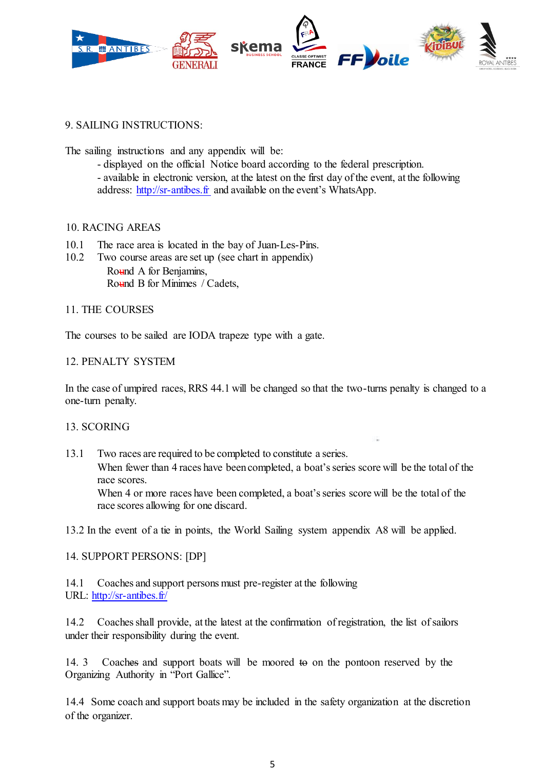## 9. SAILING INSTRUCTIONS:

The sailing instructions and any appendix will be:

- displayed on the official Notice board according to the federal prescription.
- available in electronic version, at the latest on the first day of the event, at the following address: http://sr-antibes.fr and available on the event's WhatsApp.

## 10. RACING AREAS

10.1 The race area is located in the bay of Juan-Les-Pins.

10.2 Two course areas are set up (see chart in appendix)

Round A for Benjamins,

Round B for Minimes / Cadets,

## 11. THE COURSES

The courses to be sailed are IODA trapeze type with a gate.

## 12. PENALTY SYSTEM

In the case of umpired races, RRS 44.1 will be changed so that the two-turns penalty is changed to a one-turn penalty.

## 13. SCORING

13.1 Two races are required to be completed to constitute a series.

When fewer than 4 races have been completed, a boat's series score will be the total of the race scores.

When 4 or more races have been completed, a boat's series score will be the total of the race scores allowing for one discard.

13.2 In the event of a tie in points, the World Sailing system appendix A8 will be applied.

## 14. SUPPORT PERSONS: [DP]

14.1 Coaches and support persons must pre-register at the following URL: http://sr-antibes.fr/

14.2 Coaches shall provide, at the latest at the confirmation of registration, the list of sailors under their responsibility during the event.

14.3 Coaches and support boats will be moored on the pontoon reserved by the Organizing Authority in "Port Gallice".

14.4 Some coach and support boats may be included in the safety organization at the discretion of the organizer.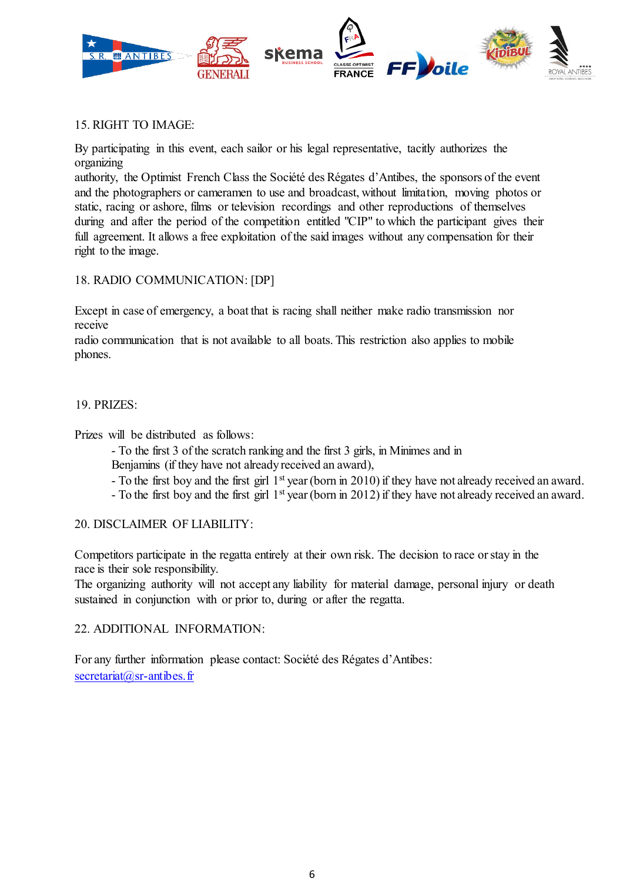## 15. RIGHT TO IMAGE:

By participating in this event, each sailor or his legal representative, tacitly authorizes the organizing authority, the Optimist French Class the Société des Régates d'Antibes, the sponsors of the event and the photographers or cameramen to use and broadcast, without limitation, moving photos or static, racing or ashore, films or television recordings and other reproductions of themselves during and after the period of the competition entitled "CIP" to which the participant gives their full agreement. It allows a free exploitation of the said images without any compensation for their right to the image.

## 18. RADIO COMMUNICATION: [DP]

Except in case of emergency, a boat that is racing shall neither make radio transmission nor receive radio communication that is not available to all boats. This restriction also applies to mobile phones.

## 19. PRIZES:

Prizes will be distributed as follows:

- To the first 3 of the scratch ranking and the first 3 girls, in Minimes and in Benjamins (if they have not already received an award),
- To the first boy and the first girl 1st year (born in 2010) if they have not already received an award.
- To the first boy and the first girl 1st year (born in 2012) if they have not already received an award.

## 20. DISCLAIMER OF LIABILITY:

Competitors participate in the regatta entirely at their own risk. The decision to race or stay in the race is their sole responsibility.
The organizing authority will not accept any liability for material damage, personal injury or death sustained in conjunction with or prior to, during or after the regatta.

## 22. ADDITIONAL INFORMATION:

For any further information please contact: Société des Régates d'Antibes: secretariat@sr-antibes.fr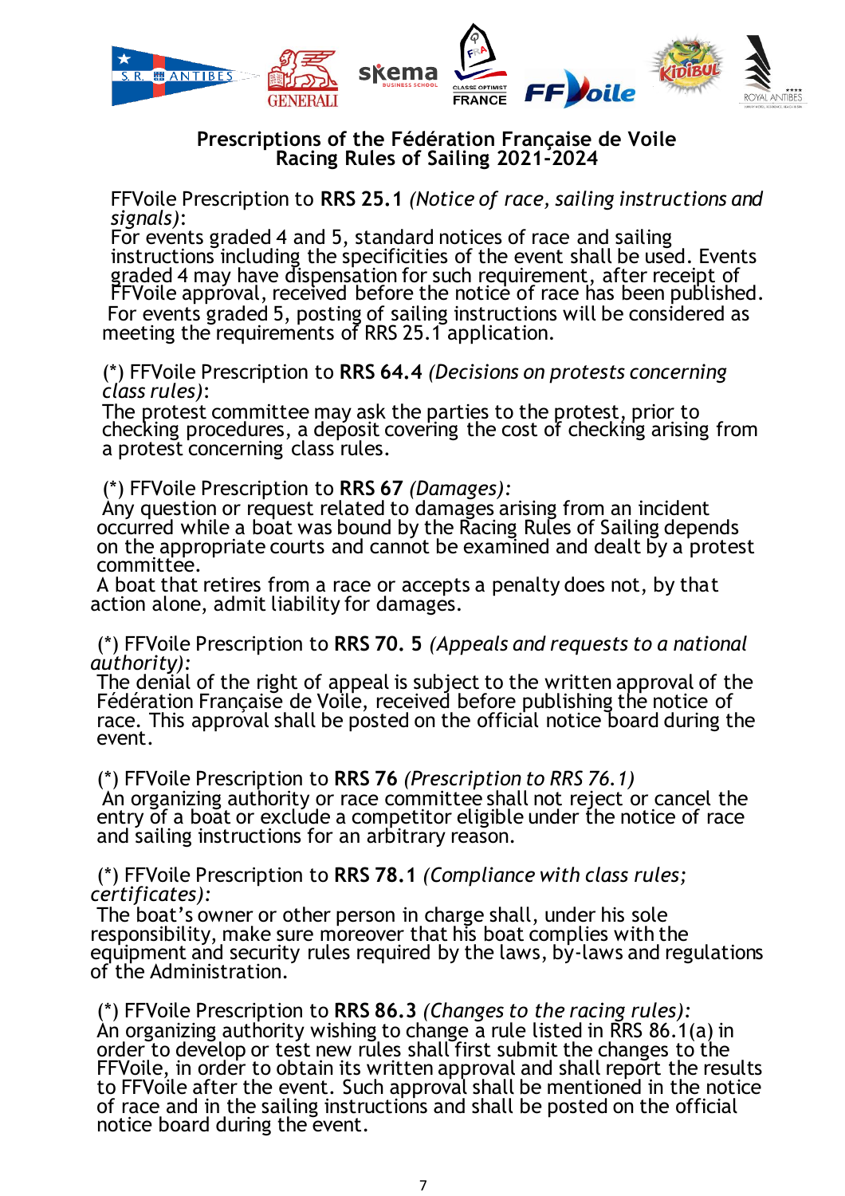## Prescriptions of the Fédération Française de Voile
## Racing Rules of Sailing 2021-2024

FFVoile Prescription to **RRS 25.1** *(Notice of race, sailing instructions and signals)*:
For events graded 4 and 5, standard notices of race and sailing instructions including the specificities of the event shall be used. Events graded 4 may have dispensation for such requirement, after receipt of FFVoile approval, received before the notice of race has been published. For events graded 5, posting of sailing instructions will be considered as meeting the requirements of RRS 25.1 application.

(*) FFVoile Prescription to **RRS 64.4** *(Decisions on protests concerning class rules)*:
The protest committee may ask the parties to the protest, prior to checking procedures, a deposit covering the cost of checking arising from a protest concerning class rules.

(*) FFVoile Prescription to **RRS 67** *(Damages):*
Any question or request related to damages arising from an incident occurred while a boat was bound by the Racing Rules of Sailing depends on the appropriate courts and cannot be examined and dealt by a protest committee.
A boat that retires from a race or accepts a penalty does not, by that action alone, admit liability for damages.

(*) FFVoile Prescription to **RRS 70. 5** *(Appeals and requests to a national authority):*
The denial of the right of appeal is subject to the written approval of the Fédération Française de Voile, received before publishing the notice of race. This approval shall be posted on the official notice board during the event.

(*) FFVoile Prescription to **RRS 76** *(Prescription to RRS 76.1)*
An organizing authority or race committee shall not reject or cancel the entry of a boat or exclude a competitor eligible under the notice of race and sailing instructions for an arbitrary reason.

(*) FFVoile Prescription to **RRS 78.1** *(Compliance with class rules; certificates):*
The boat's owner or other person in charge shall, under his sole responsibility, make sure moreover that his boat complies with the equipment and security rules required by the laws, by-laws and regulations of the Administration.

(*) FFVoile Prescription to **RRS 86.3** *(Changes to the racing rules):*
An organizing authority wishing to change a rule listed in RRS 86.1(a) in order to develop or test new rules shall first submit the changes to the FFVoile, in order to obtain its written approval and shall report the results to FFVoile after the event. Such approval shall be mentioned in the notice of race and in the sailing instructions and shall be posted on the official notice board during the event.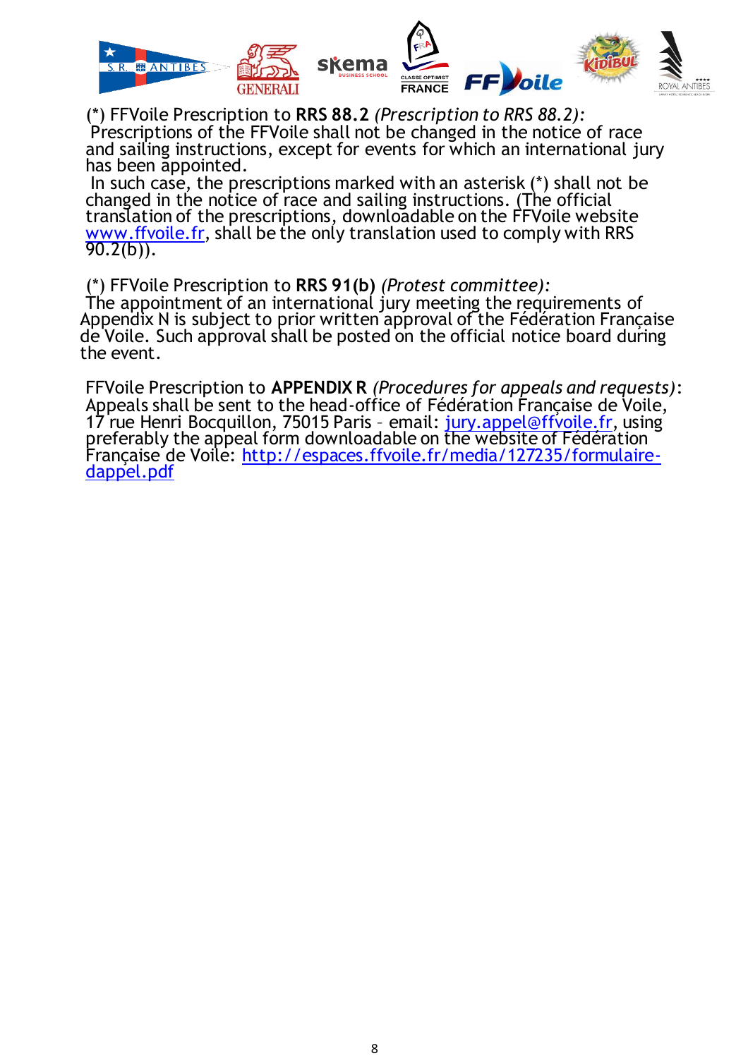(*) FFVoile Prescription to **RRS 88.2** *(Prescription to RRS 88.2):*
Prescriptions of the FFVoile shall not be changed in the notice of race and sailing instructions, except for events for which an international jury has been appointed.
In such case, the prescriptions marked with an asterisk (*) shall not be changed in the notice of race and sailing instructions. (The official translation of the prescriptions, downloadable on the FFVoile website www.ffvoile.fr, shall be the only translation used to comply with RRS 90.2(b)).

(*) FFVoile Prescription to **RRS 91(b)** *(Protest committee):*
The appointment of an international jury meeting the requirements of Appendix N is subject to prior written approval of the Fédération Française de Voile. Such approval shall be posted on the official notice board during the event.

FFVoile Prescription to **APPENDIX R** *(Procedures for appeals and requests)*:
Appeals shall be sent to the head-office of Fédération Française de Voile, 17 rue Henri Bocquillon, 75015 Paris – email: jury.appel@ffvoile.fr, using preferably the appeal form downloadable on the website of Fédération Française de Voile: http://espaces.ffvoile.fr/media/127235/formulaire-dappel.pdf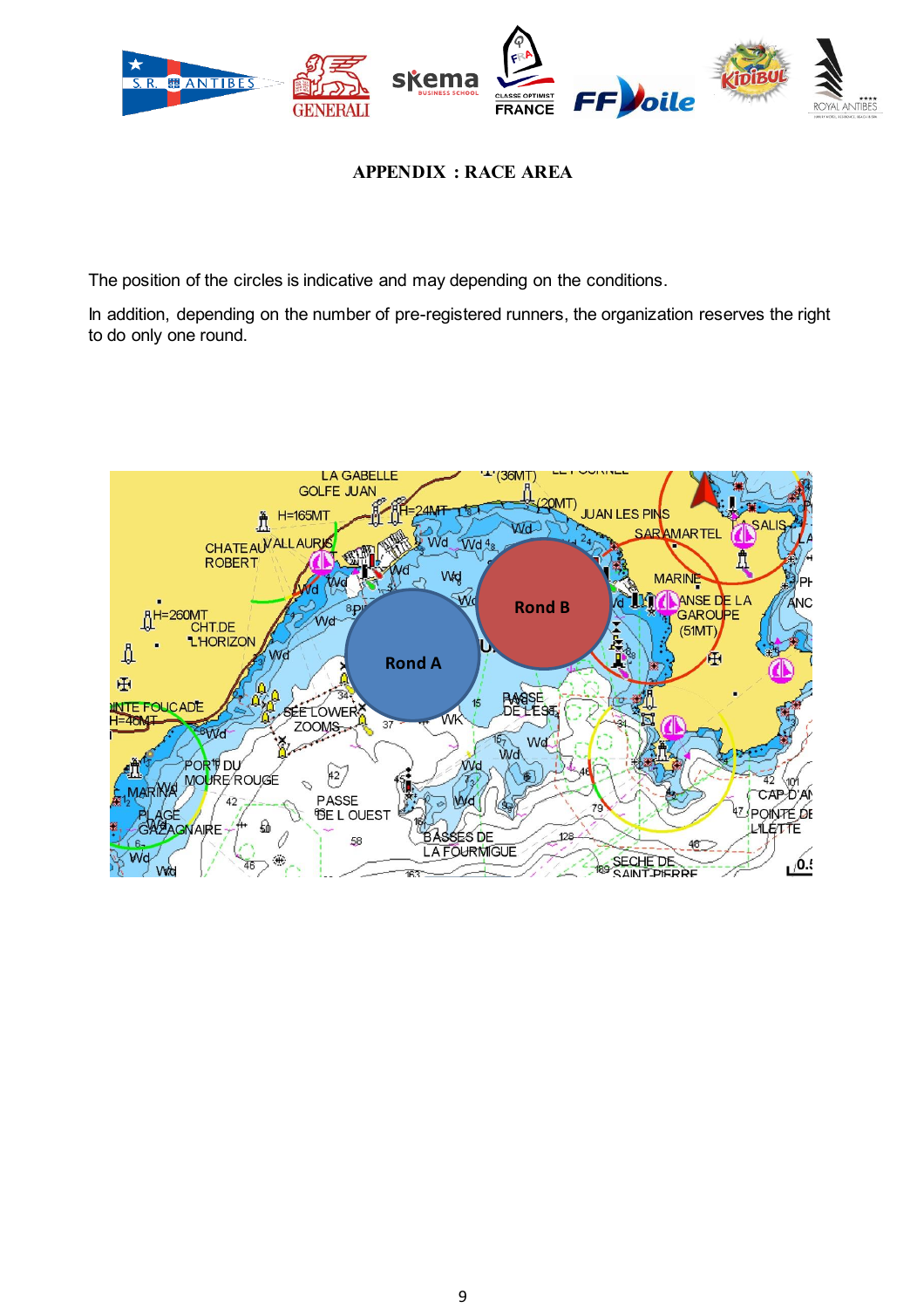## APPENDIX : RACE AREA

The position of the circles is indicative and may depending on the conditions.

In addition, depending on the number of pre-registered runners, the organization reserves the right to do only one round.

Rond A

Rond B